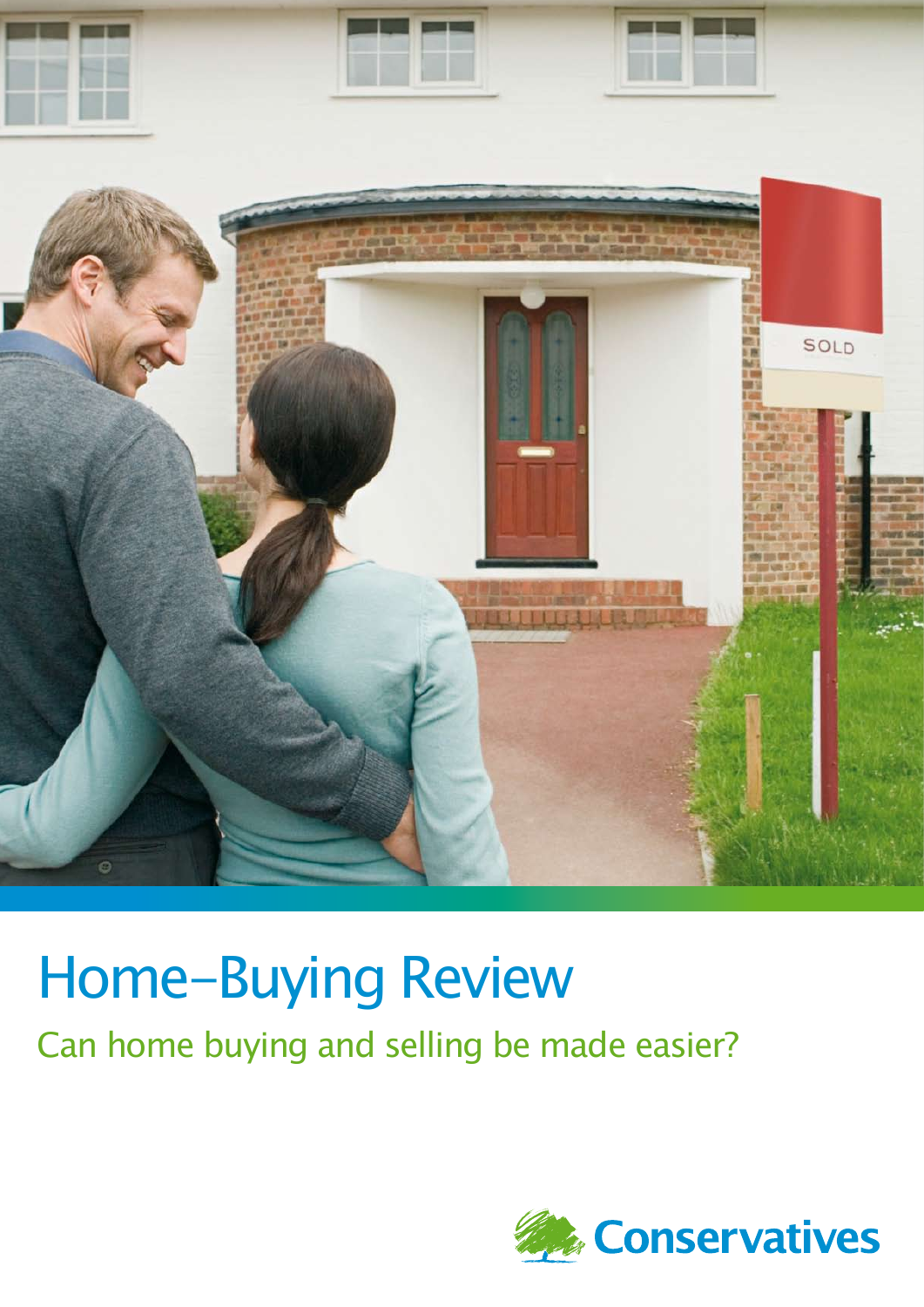# Home-Buying Review

## Can home buying and selling be made easier?

Conservatives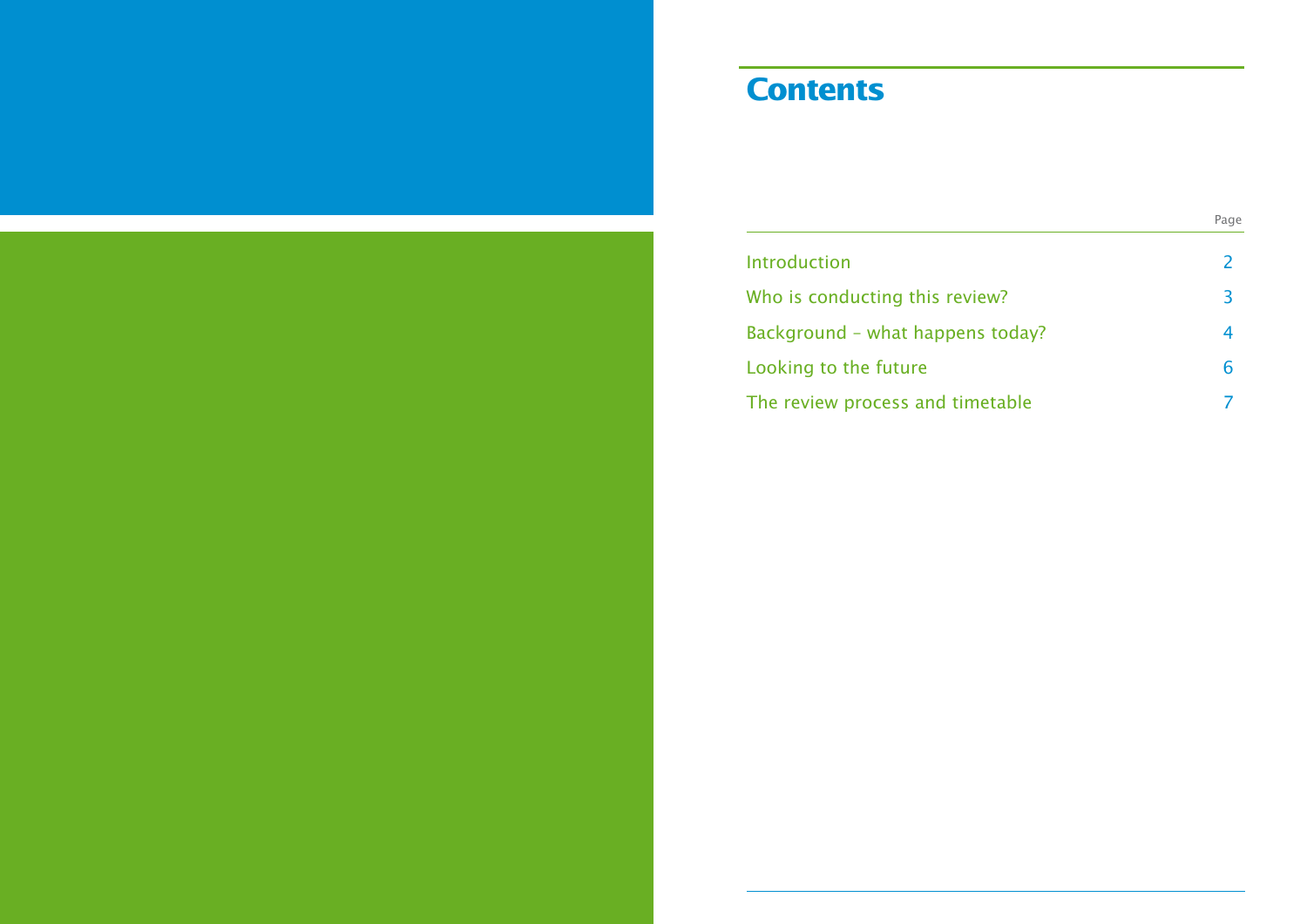# Contents

| | Page |
|---|---|
| Introduction | 2 |
| Who is conducting this review? | 3 |
| Background – what happens today? | 4 |
| Looking to the future | 6 |
| The review process and timetable | 7 |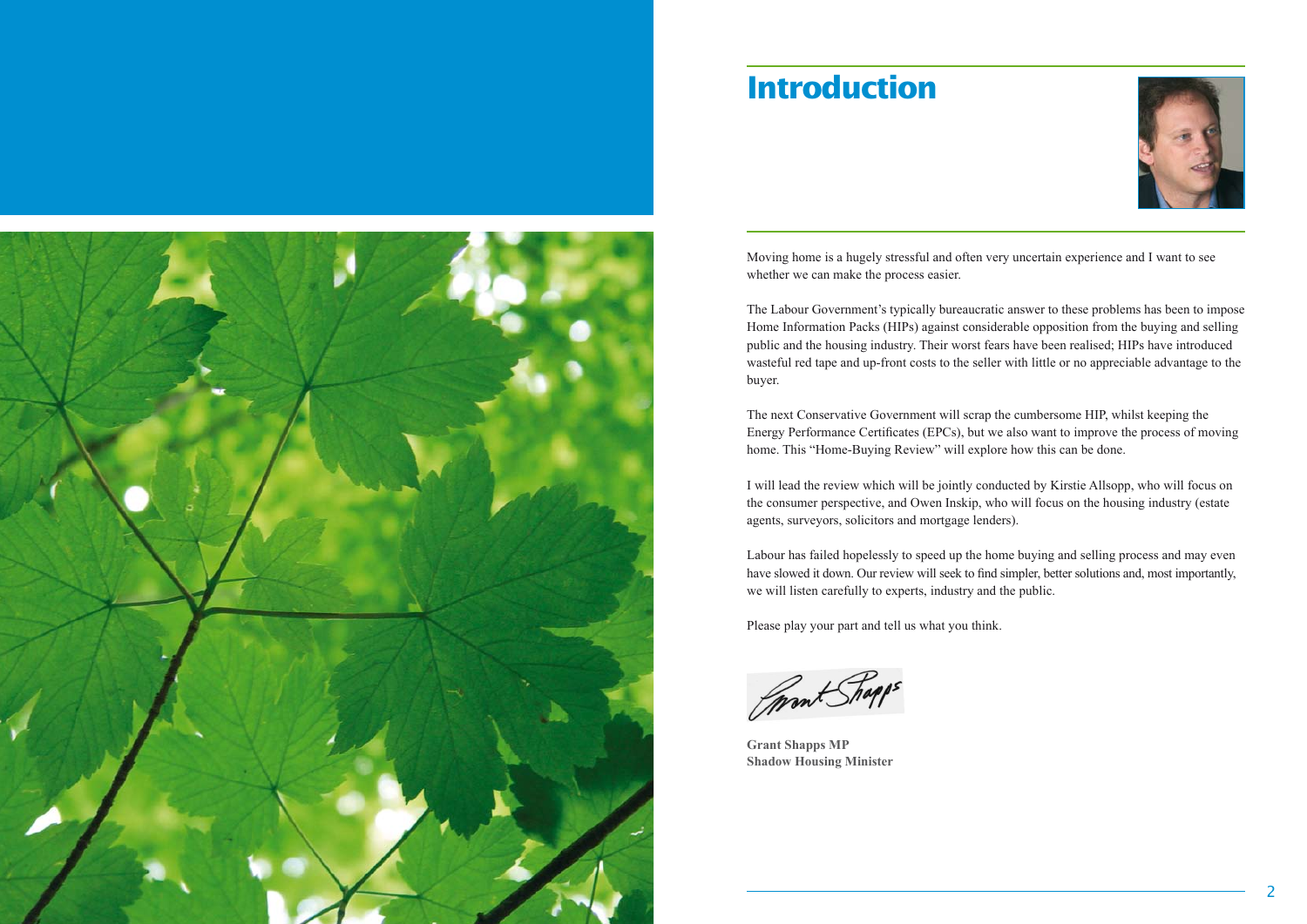# Introduction

Moving home is a hugely stressful and often very uncertain experience and I want to see whether we can make the process easier.

The Labour Government's typically bureaucratic answer to these problems has been to impose Home Information Packs (HIPs) against considerable opposition from the buying and selling public and the housing industry. Their worst fears have been realised; HIPs have introduced wasteful red tape and up-front costs to the seller with little or no appreciable advantage to the buyer.

The next Conservative Government will scrap the cumbersome HIP, whilst keeping the Energy Performance Certificates (EPCs), but we also want to improve the process of moving home. This "Home-Buying Review" will explore how this can be done.

I will lead the review which will be jointly conducted by Kirstie Allsopp, who will focus on the consumer perspective, and Owen Inskip, who will focus on the housing industry (estate agents, surveyors, solicitors and mortgage lenders).

Labour has failed hopelessly to speed up the home buying and selling process and may even have slowed it down. Our review will seek to find simpler, better solutions and, most importantly, we will listen carefully to experts, industry and the public.

Please play your part and tell us what you think.

**Grant Shapps MP**
**Shadow Housing Minister**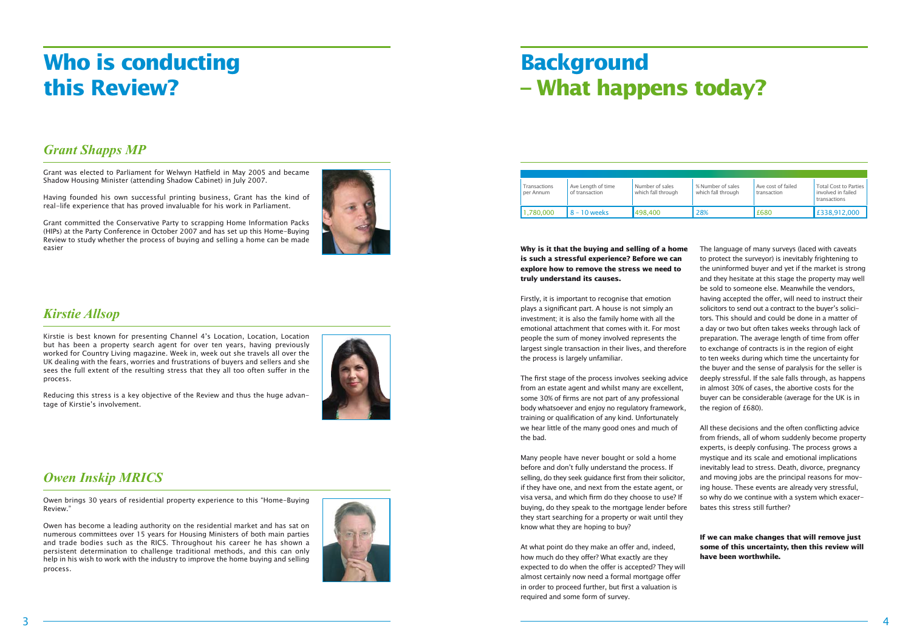# Who is conducting this Review?

## *Grant Shapps MP*

Grant was elected to Parliament for Welwyn Hatfield in May 2005 and became Shadow Housing Minister (attending Shadow Cabinet) in July 2007.

Having founded his own successful printing business, Grant has the kind of real-life experience that has proved invaluable for his work in Parliament.

Grant committed the Conservative Party to scrapping Home Information Packs (HIPs) at the Party Conference in October 2007 and has set up this Home-Buying Review to study whether the process of buying and selling a home can be made easier

## *Kirstie Allsop*

Kirstie is best known for presenting Channel 4's Location, Location, Location but has been a property search agent for over ten years, having previously worked for Country Living magazine. Week in, week out she travels all over the UK dealing with the fears, worries and frustrations of buyers and sellers and she sees the full extent of the resulting stress that they all too often suffer in the process.

Reducing this stress is a key objective of the Review and thus the huge advantage of Kirstie's involvement.

## *Owen Inskip MRICS*

Owen brings 30 years of residential property experience to this "Home-Buying Review."

Owen has become a leading authority on the residential market and has sat on numerous committees over 15 years for Housing Ministers of both main parties and trade bodies such as the RICS. Throughout his career he has shown a persistent determination to challenge traditional methods, and this can only help in his wish to work with the industry to improve the home buying and selling process.

# Background – What happens today?

| Transactions per Annum | Ave Length of time of transaction | Number of sales which fall through | % Number of sales which fall through | Ave cost of failed transaction | Total Cost to Parties involved in failed transactions |
|---|---|---|---|---|---|
| 1,780,000 | 8 – 10 weeks | 498,400 | 28% | £680 | £338,912,000 |

**Why is it that the buying and selling of a home is such a stressful experience? Before we can explore how to remove the stress we need to truly understand its causes.**

Firstly, it is important to recognise that emotion plays a significant part. A house is not simply an investment; it is also the family home with all the emotional attachment that comes with it. For most people the sum of money involved represents the largest single transaction in their lives, and therefore the process is largely unfamiliar.

The first stage of the process involves seeking advice from an estate agent and whilst many are excellent, some 30% of firms are not part of any professional body whatsoever and enjoy no regulatory framework, training or qualification of any kind. Unfortunately we hear little of the many good ones and much of the bad.

Many people have never bought or sold a home before and don't fully understand the process. If selling, do they seek guidance first from their solicitor, if they have one, and next from the estate agent, or visa versa, and which firm do they choose to use? If buying, do they speak to the mortgage lender before they start searching for a property or wait until they know what they are hoping to buy?

At what point do they make an offer and, indeed, how much do they offer? What exactly are they expected to do when the offer is accepted? They will almost certainly now need a formal mortgage offer in order to proceed further, but first a valuation is required and some form of survey.

The language of many surveys (laced with caveats to protect the surveyor) is inevitably frightening to the uninformed buyer and yet if the market is strong and they hesitate at this stage the property may well be sold to someone else. Meanwhile the vendors, having accepted the offer, will need to instruct their solicitors to send out a contract to the buyer's solicitors. This should and could be done in a matter of a day or two but often takes weeks through lack of preparation. The average length of time from offer to exchange of contracts is in the region of eight to ten weeks during which time the uncertainty for the buyer and the sense of paralysis for the seller is deeply stressful. If the sale falls through, as happens in almost 30% of cases, the abortive costs for the buyer can be considerable (average for the UK is in the region of £680).

All these decisions and the often conflicting advice from friends, all of whom suddenly become property experts, is deeply confusing. The process grows a mystique and its scale and emotional implications inevitably lead to stress. Death, divorce, pregnancy and moving jobs are the principal reasons for moving house. These events are already very stressful, so why do we continue with a system which exacerbates this stress still further?

**If we can make changes that will remove just some of this uncertainty, then this review will have been worthwhile.**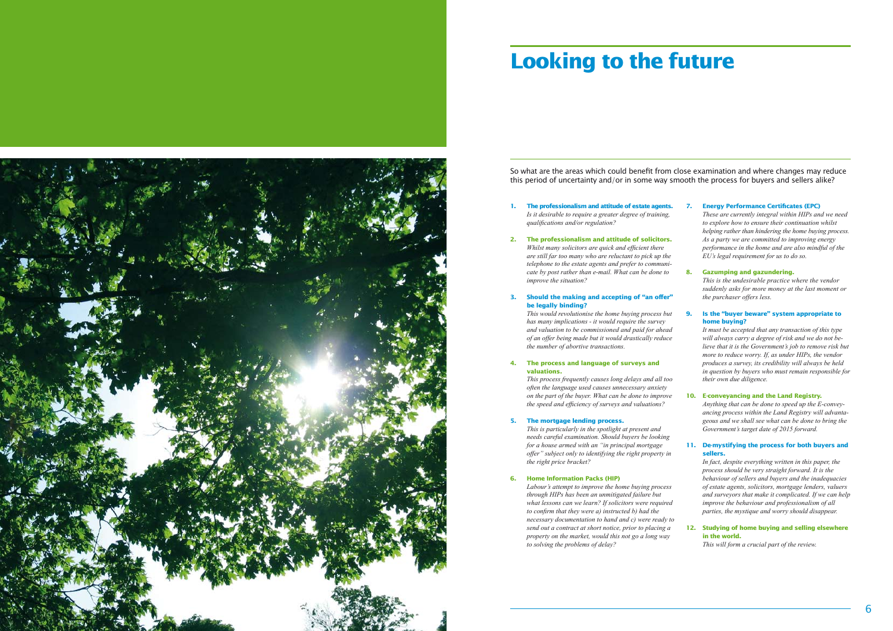# Looking to the future

So what are the areas which could benefit from close examination and where changes may reduce this period of uncertainty and/or in some way smooth the process for buyers and sellers alike?

1. **The professionalism and attitude of estate agents.**
   *Is it desirable to require a greater degree of training, qualifications and/or regulation?*

2. **The professionalism and attitude of solicitors.**
   *Whilst many solicitors are quick and efficient there are still far too many who are reluctant to pick up the telephone to the estate agents and prefer to communicate by post rather than e-mail. What can be done to improve the situation?*

3. **Should the making and accepting of "an offer" be legally binding?**
   *This would revolutionise the home buying process but has many implications - it would require the survey and valuation to be commissioned and paid for ahead of an offer being made but it would drastically reduce the number of abortive transactions.*

4. **The process and language of surveys and valuations.**
   *This process frequently causes long delays and all too often the language used causes unnecessary anxiety on the part of the buyer. What can be done to improve the speed and efficiency of surveys and valuations?*

5. **The mortgage lending process.**
   *This is particularly in the spotlight at present and needs careful examination. Should buyers be looking for a house armed with an "in principal mortgage offer" subject only to identifying the right property in the right price bracket?*

6. **Home Information Packs (HIP)**
   *Labour's attempt to improve the home buying process through HIPs has been an unmitigated failure but what lessons can we learn? If solicitors were required to confirm that they were a) instructed b) had the necessary documentation to hand and c) were ready to send out a contract at short notice, prior to placing a property on the market, would this not go a long way to solving the problems of delay?*

7. **Energy Performance Certificates (EPC)**
   *These are currently integral within HIPs and we need to explore how to ensure their continuation whilst helping rather than hindering the home buying process. As a party we are committed to improving energy performance in the home and are also mindful of the EU's legal requirement for us to do so.*

8. **Gazumping and gazundering.**
   *This is the undesirable practice where the vendor suddenly asks for more money at the last moment or the purchaser offers less.*

9. **Is the "buyer beware" system appropriate to home buying?**
   *It must be accepted that any transaction of this type will always carry a degree of risk and we do not believe that it is the Government's job to remove risk but more to reduce worry. If, as under HIPs, the vendor produces a survey, its credibility will always be held in question by buyers who must remain responsible for their own due diligence.*

10. **E-conveyancing and the Land Registry.**
    *Anything that can be done to speed up the E-conveyancing process within the Land Registry will advantageous and we shall see what can be done to bring the Government's target date of 2015 forward.*

11. **De-mystifying the process for both buyers and sellers.**
    *In fact, despite everything written in this paper, the process should be very straight forward. It is the behaviour of sellers and buyers and the inadequacies of estate agents, solicitors, mortgage lenders, valuers and surveyors that make it complicated. If we can help improve the behaviour and professionalism of all parties, the mystique and worry should disappear.*

12. **Studying of home buying and selling elsewhere in the world.**
    *This will form a crucial part of the review.*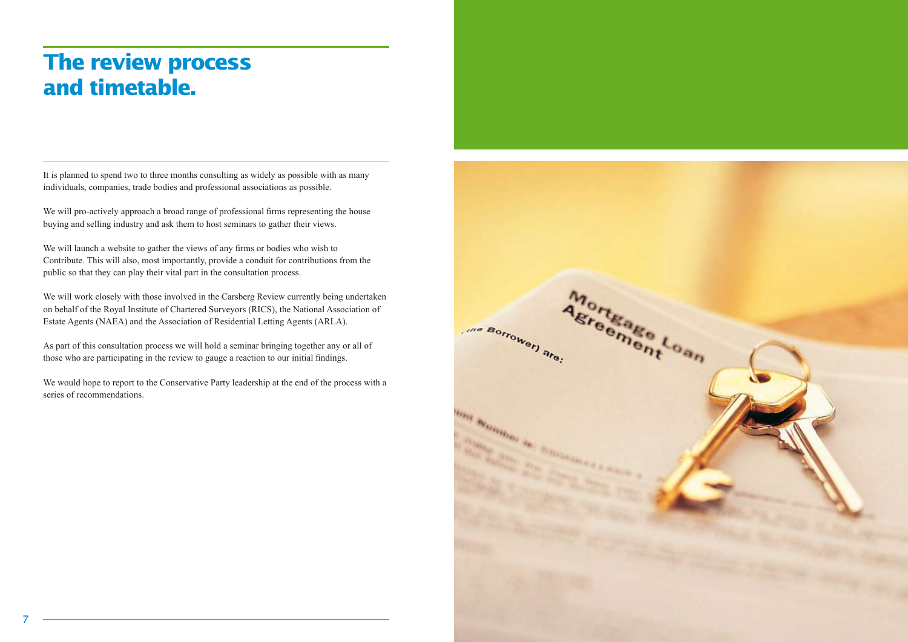# The review process and timetable.

It is planned to spend two to three months consulting as widely as possible with as many individuals, companies, trade bodies and professional associations as possible.

We will pro-actively approach a broad range of professional firms representing the house buying and selling industry and ask them to host seminars to gather their views.

We will launch a website to gather the views of any firms or bodies who wish to Contribute. This will also, most importantly, provide a conduit for contributions from the public so that they can play their vital part in the consultation process.

We will work closely with those involved in the Carsberg Review currently being undertaken on behalf of the Royal Institute of Chartered Surveyors (RICS), the National Association of Estate Agents (NAEA) and the Association of Residential Letting Agents (ARLA).

As part of this consultation process we will hold a seminar bringing together any or all of those who are participating in the review to gauge a reaction to our initial findings.

We would hope to report to the Conservative Party leadership at the end of the process with a series of recommendations.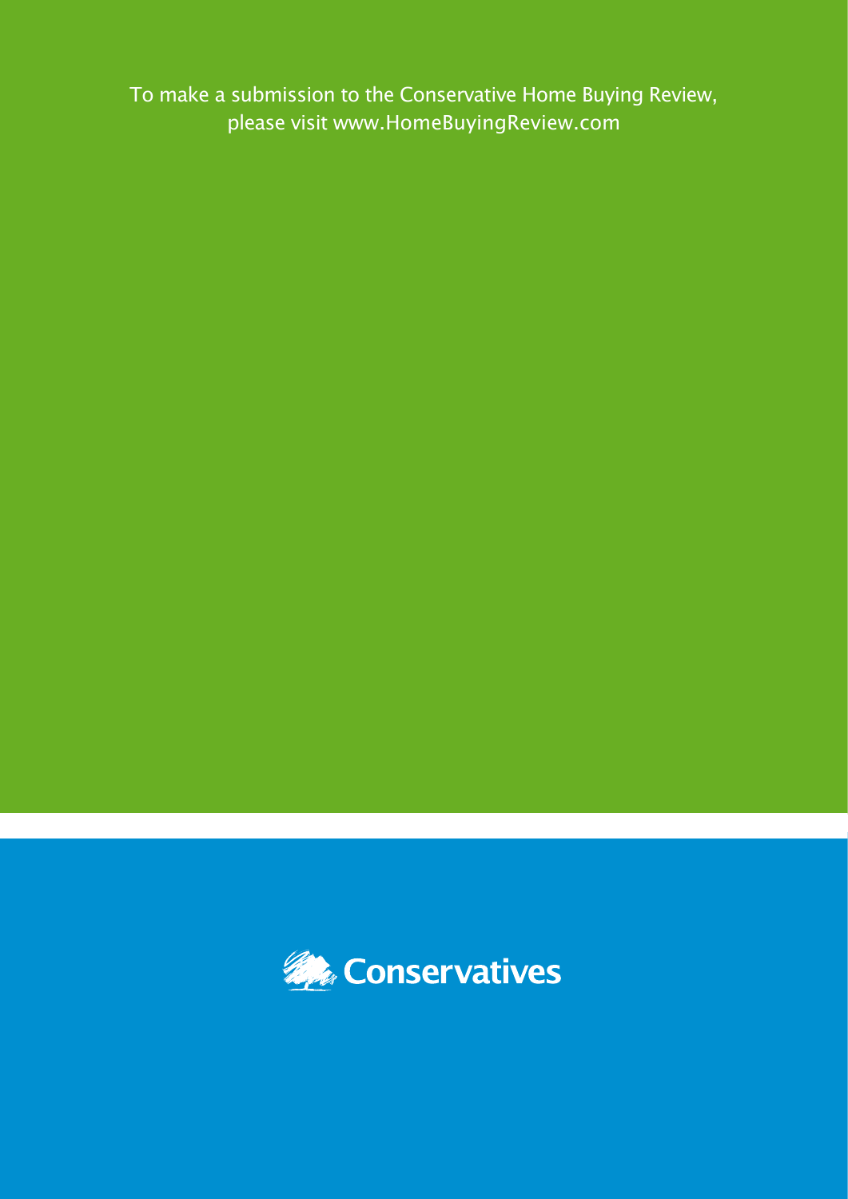To make a submission to the Conservative Home Buying Review, please visit www.HomeBuyingReview.com

Conservatives